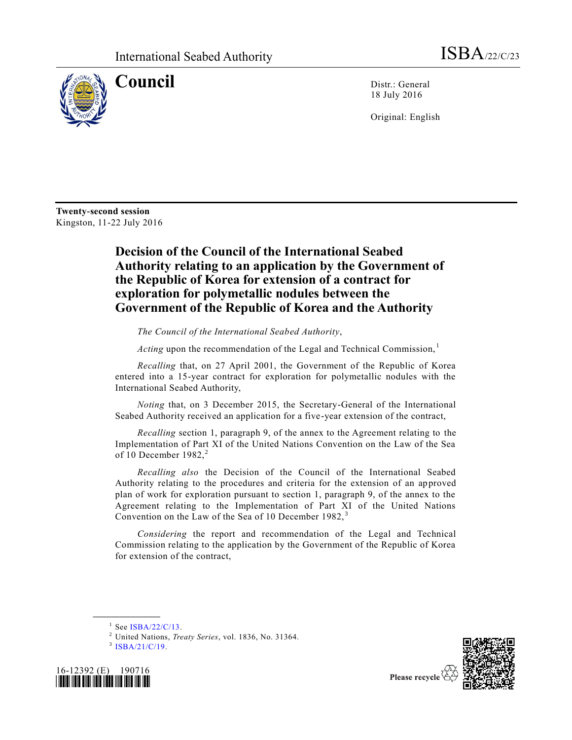International Seabed Authority ISBA/22/C/23

# Council

Distr.: General
18 July 2016

Original: English

**Twenty-second session**
Kingston, 11-22 July 2016

## Decision of the Council of the International Seabed Authority relating to an application by the Government of the Republic of Korea for extension of a contract for exploration for polymetallic nodules between the Government of the Republic of Korea and the Authority

*The Council of the International Seabed Authority*,

*Acting* upon the recommendation of the Legal and Technical Commission,[1]

*Recalling* that, on 27 April 2001, the Government of the Republic of Korea entered into a 15-year contract for exploration for polymetallic nodules with the International Seabed Authority,

*Noting* that, on 3 December 2015, the Secretary-General of the International Seabed Authority received an application for a five-year extension of the contract,

*Recalling* section 1, paragraph 9, of the annex to the Agreement relating to the Implementation of Part XI of the United Nations Convention on the Law of the Sea of 10 December 1982,[2]

*Recalling also* the Decision of the Council of the International Seabed Authority relating to the procedures and criteria for the extension of an approved plan of work for exploration pursuant to section 1, paragraph 9, of the annex to the Agreement relating to the Implementation of Part XI of the United Nations Convention on the Law of the Sea of 10 December 1982,[3]

*Considering* the report and recommendation of the Legal and Technical Commission relating to the application by the Government of the Republic of Korea for extension of the contract,

---

[1] See ISBA/22/C/13.

[2] United Nations, *Treaty Series*, vol. 1836, No. 31364.

[3] ISBA/21/C/19.

16-12392 (E) 190716

Please recycle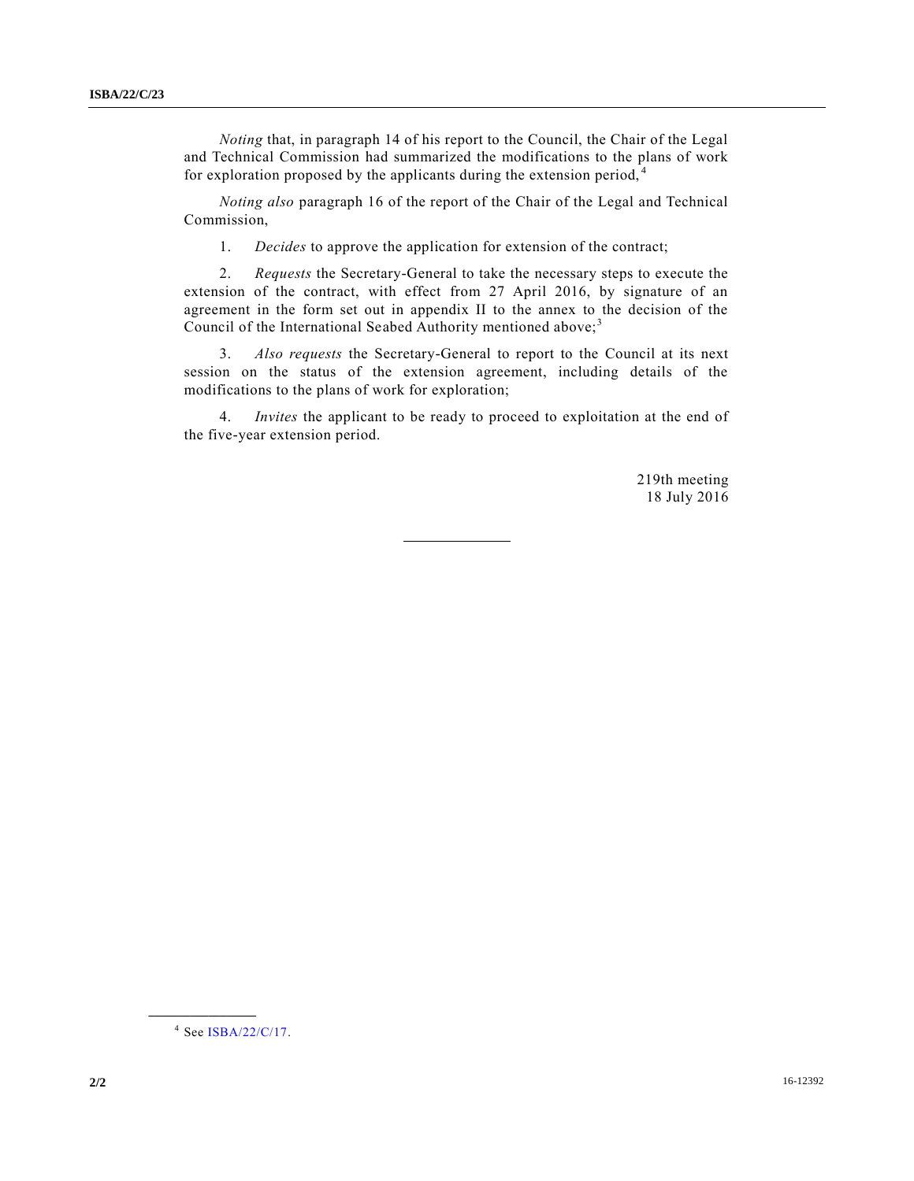*Noting* that, in paragraph 14 of his report to the Council, the Chair of the Legal and Technical Commission had summarized the modifications to the plans of work for exploration proposed by the applicants during the extension period,[4]

*Noting also* paragraph 16 of the report of the Chair of the Legal and Technical Commission,

1. *Decides* to approve the application for extension of the contract;

2. *Requests* the Secretary-General to take the necessary steps to execute the extension of the contract, with effect from 27 April 2016, by signature of an agreement in the form set out in appendix II to the annex to the decision of the Council of the International Seabed Authority mentioned above;[3]

3. *Also requests* the Secretary-General to report to the Council at its next session on the status of the extension agreement, including details of the modifications to the plans of work for exploration;

4. *Invites* the applicant to be ready to proceed to exploitation at the end of the five-year extension period.

219th meeting
18 July 2016

---

[4] See ISBA/22/C/17.